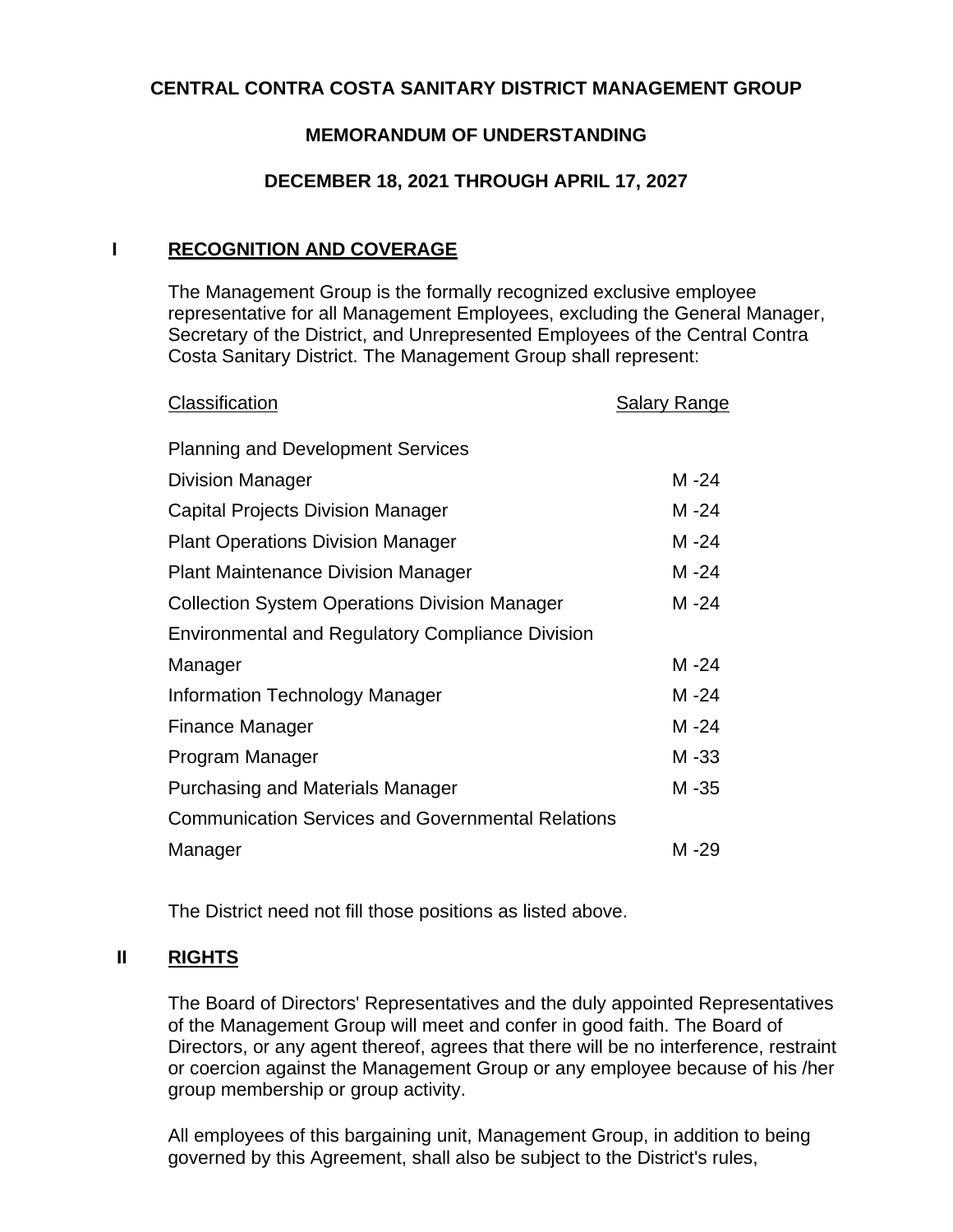**CENTRAL CONTRA COSTA SANITARY DISTRICT MANAGEMENT GROUP**

**MEMORANDUM OF UNDERSTANDING**

**DECEMBER 18, 2021 THROUGH APRIL 17, 2027**

## I RECOGNITION AND COVERAGE

The Management Group is the formally recognized exclusive employee representative for all Management Employees, excluding the General Manager, Secretary of the District, and Unrepresented Employees of the Central Contra Costa Sanitary District. The Management Group shall represent:

| Classification | Salary Range |
|---|---|
| Planning and Development Services Division Manager | M -24 |
| Capital Projects Division Manager | M -24 |
| Plant Operations Division Manager | M -24 |
| Plant Maintenance Division Manager | M -24 |
| Collection System Operations Division Manager | M -24 |
| Environmental and Regulatory Compliance Division Manager | M -24 |
| Information Technology Manager | M -24 |
| Finance Manager | M -24 |
| Program Manager | M -33 |
| Purchasing and Materials Manager | M -35 |
| Communication Services and Governmental Relations Manager | M -29 |

The District need not fill those positions as listed above.

## II RIGHTS

The Board of Directors' Representatives and the duly appointed Representatives of the Management Group will meet and confer in good faith. The Board of Directors, or any agent thereof, agrees that there will be no interference, restraint or coercion against the Management Group or any employee because of his /her group membership or group activity.

All employees of this bargaining unit, Management Group, in addition to being governed by this Agreement, shall also be subject to the District's rules,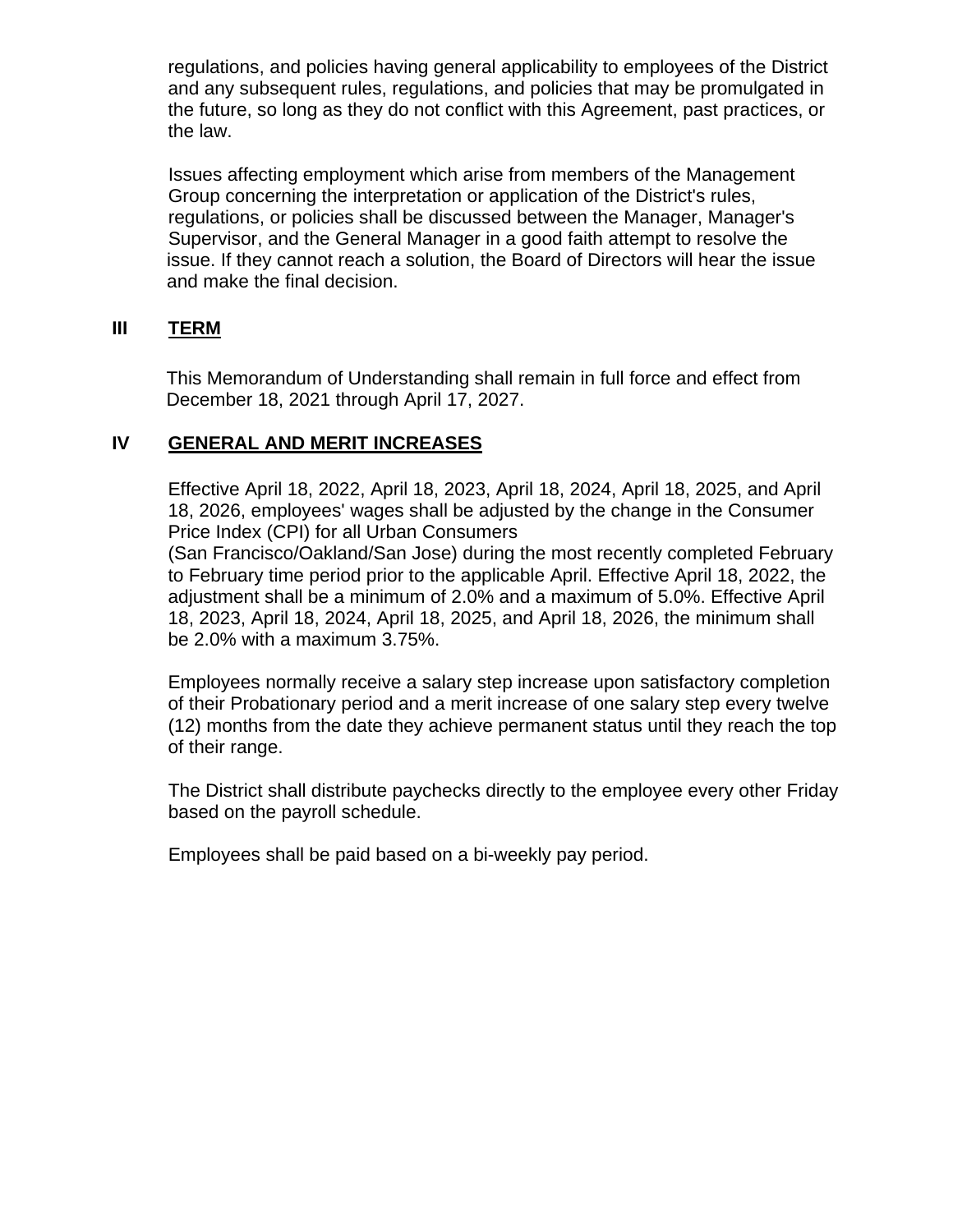regulations, and policies having general applicability to employees of the District and any subsequent rules, regulations, and policies that may be promulgated in the future, so long as they do not conflict with this Agreement, past practices, or the law.

Issues affecting employment which arise from members of the Management Group concerning the interpretation or application of the District's rules, regulations, or policies shall be discussed between the Manager, Manager's Supervisor, and the General Manager in a good faith attempt to resolve the issue. If they cannot reach a solution, the Board of Directors will hear the issue and make the final decision.

## III **TERM**

This Memorandum of Understanding shall remain in full force and effect from December 18, 2021 through April 17, 2027.

## IV **GENERAL AND MERIT INCREASES**

Effective April 18, 2022, April 18, 2023, April 18, 2024, April 18, 2025, and April 18, 2026, employees' wages shall be adjusted by the change in the Consumer Price Index (CPI) for all Urban Consumers (San Francisco/Oakland/San Jose) during the most recently completed February to February time period prior to the applicable April. Effective April 18, 2022, the adjustment shall be a minimum of 2.0% and a maximum of 5.0%. Effective April 18, 2023, April 18, 2024, April 18, 2025, and April 18, 2026, the minimum shall be 2.0% with a maximum 3.75%.

Employees normally receive a salary step increase upon satisfactory completion of their Probationary period and a merit increase of one salary step every twelve (12) months from the date they achieve permanent status until they reach the top of their range.

The District shall distribute paychecks directly to the employee every other Friday based on the payroll schedule.

Employees shall be paid based on a bi-weekly pay period.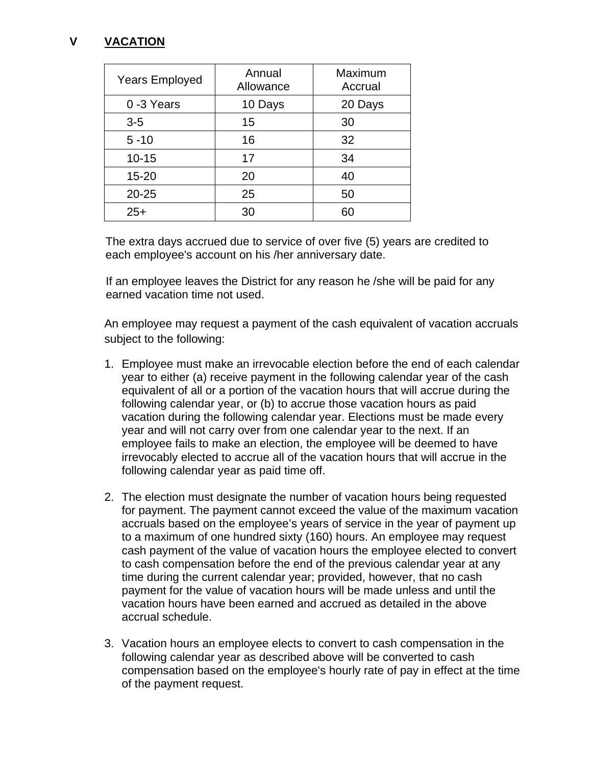## V VACATION

| Years Employed | Annual Allowance | Maximum Accrual |
| --- | --- | --- |
| 0 -3 Years | 10 Days | 20 Days |
| 3-5 | 15 | 30 |
| 5 -10 | 16 | 32 |
| 10-15 | 17 | 34 |
| 15-20 | 20 | 40 |
| 20-25 | 25 | 50 |
| 25+ | 30 | 60 |

The extra days accrued due to service of over five (5) years are credited to each employee's account on his /her anniversary date.

If an employee leaves the District for any reason he /she will be paid for any earned vacation time not used.

An employee may request a payment of the cash equivalent of vacation accruals subject to the following:

1. Employee must make an irrevocable election before the end of each calendar year to either (a) receive payment in the following calendar year of the cash equivalent of all or a portion of the vacation hours that will accrue during the following calendar year, or (b) to accrue those vacation hours as paid vacation during the following calendar year. Elections must be made every year and will not carry over from one calendar year to the next. If an employee fails to make an election, the employee will be deemed to have irrevocably elected to accrue all of the vacation hours that will accrue in the following calendar year as paid time off.

2. The election must designate the number of vacation hours being requested for payment. The payment cannot exceed the value of the maximum vacation accruals based on the employee's years of service in the year of payment up to a maximum of one hundred sixty (160) hours. An employee may request cash payment of the value of vacation hours the employee elected to convert to cash compensation before the end of the previous calendar year at any time during the current calendar year; provided, however, that no cash payment for the value of vacation hours will be made unless and until the vacation hours have been earned and accrued as detailed in the above accrual schedule.

3. Vacation hours an employee elects to convert to cash compensation in the following calendar year as described above will be converted to cash compensation based on the employee's hourly rate of pay in effect at the time of the payment request.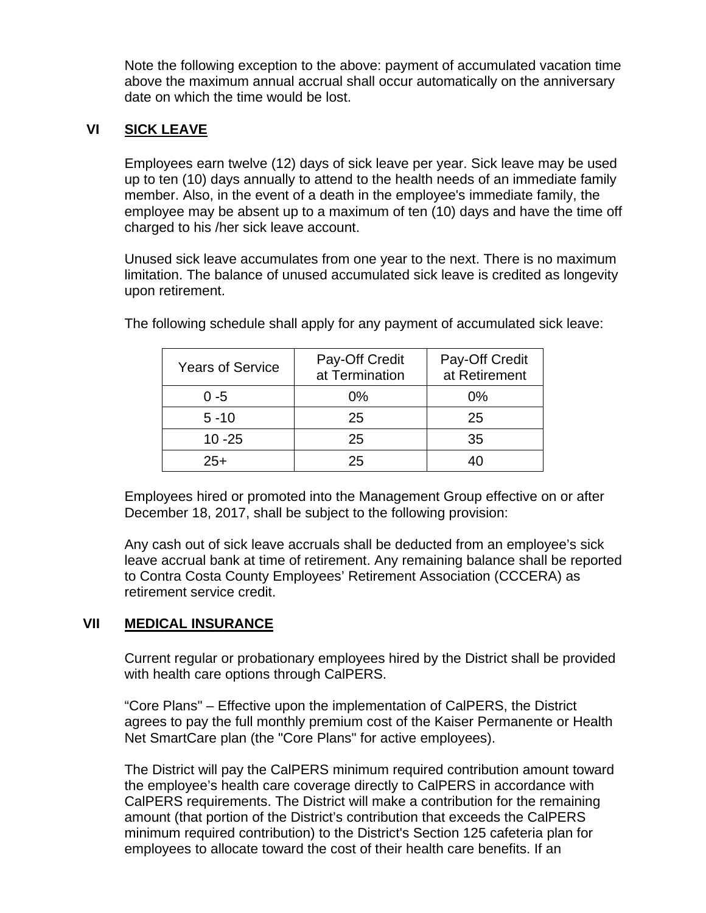Note the following exception to the above: payment of accumulated vacation time above the maximum annual accrual shall occur automatically on the anniversary date on which the time would be lost.

## VI SICK LEAVE

Employees earn twelve (12) days of sick leave per year. Sick leave may be used up to ten (10) days annually to attend to the health needs of an immediate family member. Also, in the event of a death in the employee's immediate family, the employee may be absent up to a maximum of ten (10) days and have the time off charged to his /her sick leave account.

Unused sick leave accumulates from one year to the next. There is no maximum limitation. The balance of unused accumulated sick leave is credited as longevity upon retirement.

The following schedule shall apply for any payment of accumulated sick leave:

| Years of Service | Pay-Off Credit at Termination | Pay-Off Credit at Retirement |
|---|---|---|
| 0 -5 | 0% | 0% |
| 5 -10 | 25 | 25 |
| 10 -25 | 25 | 35 |
| 25+ | 25 | 40 |

Employees hired or promoted into the Management Group effective on or after December 18, 2017, shall be subject to the following provision:

Any cash out of sick leave accruals shall be deducted from an employee's sick leave accrual bank at time of retirement. Any remaining balance shall be reported to Contra Costa County Employees' Retirement Association (CCCERA) as retirement service credit.

## VII MEDICAL INSURANCE

Current regular or probationary employees hired by the District shall be provided with health care options through CalPERS.

"Core Plans" – Effective upon the implementation of CalPERS, the District agrees to pay the full monthly premium cost of the Kaiser Permanente or Health Net SmartCare plan (the "Core Plans" for active employees).

The District will pay the CalPERS minimum required contribution amount toward the employee's health care coverage directly to CalPERS in accordance with CalPERS requirements. The District will make a contribution for the remaining amount (that portion of the District's contribution that exceeds the CalPERS minimum required contribution) to the District's Section 125 cafeteria plan for employees to allocate toward the cost of their health care benefits. If an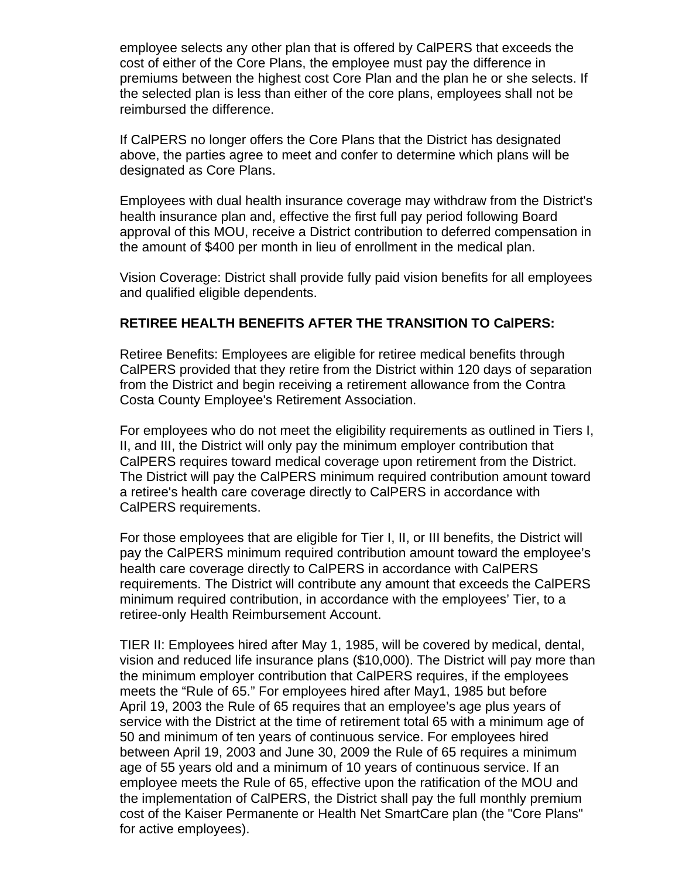employee selects any other plan that is offered by CalPERS that exceeds the cost of either of the Core Plans, the employee must pay the difference in premiums between the highest cost Core Plan and the plan he or she selects. If the selected plan is less than either of the core plans, employees shall not be reimbursed the difference.

If CalPERS no longer offers the Core Plans that the District has designated above, the parties agree to meet and confer to determine which plans will be designated as Core Plans.

Employees with dual health insurance coverage may withdraw from the District's health insurance plan and, effective the first full pay period following Board approval of this MOU, receive a District contribution to deferred compensation in the amount of $400 per month in lieu of enrollment in the medical plan.

Vision Coverage: District shall provide fully paid vision benefits for all employees and qualified eligible dependents.

**RETIREE HEALTH BENEFITS AFTER THE TRANSITION TO CalPERS:**

Retiree Benefits: Employees are eligible for retiree medical benefits through CalPERS provided that they retire from the District within 120 days of separation from the District and begin receiving a retirement allowance from the Contra Costa County Employee's Retirement Association.

For employees who do not meet the eligibility requirements as outlined in Tiers I, II, and III, the District will only pay the minimum employer contribution that CalPERS requires toward medical coverage upon retirement from the District. The District will pay the CalPERS minimum required contribution amount toward a retiree's health care coverage directly to CalPERS in accordance with CalPERS requirements.

For those employees that are eligible for Tier I, II, or III benefits, the District will pay the CalPERS minimum required contribution amount toward the employee's health care coverage directly to CalPERS in accordance with CalPERS requirements. The District will contribute any amount that exceeds the CalPERS minimum required contribution, in accordance with the employees' Tier, to a retiree-only Health Reimbursement Account.

TIER II: Employees hired after May 1, 1985, will be covered by medical, dental, vision and reduced life insurance plans ($10,000). The District will pay more than the minimum employer contribution that CalPERS requires, if the employees meets the "Rule of 65." For employees hired after May1, 1985 but before April 19, 2003 the Rule of 65 requires that an employee's age plus years of service with the District at the time of retirement total 65 with a minimum age of 50 and minimum of ten years of continuous service. For employees hired between April 19, 2003 and June 30, 2009 the Rule of 65 requires a minimum age of 55 years old and a minimum of 10 years of continuous service. If an employee meets the Rule of 65, effective upon the ratification of the MOU and the implementation of CalPERS, the District shall pay the full monthly premium cost of the Kaiser Permanente or Health Net SmartCare plan (the "Core Plans" for active employees).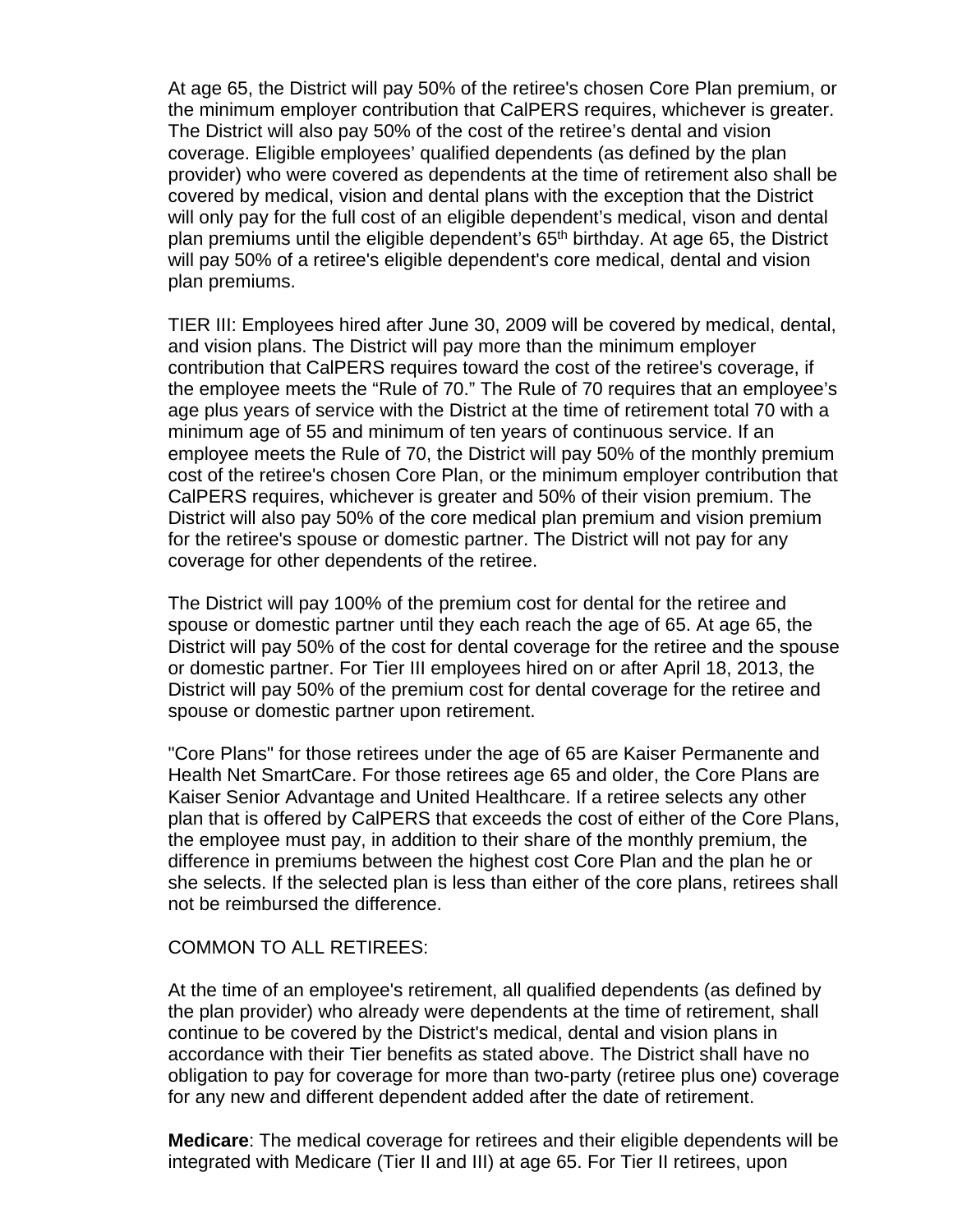At age 65, the District will pay 50% of the retiree's chosen Core Plan premium, or the minimum employer contribution that CalPERS requires, whichever is greater. The District will also pay 50% of the cost of the retiree's dental and vision coverage. Eligible employees' qualified dependents (as defined by the plan provider) who were covered as dependents at the time of retirement also shall be covered by medical, vision and dental plans with the exception that the District will only pay for the full cost of an eligible dependent's medical, vison and dental plan premiums until the eligible dependent's 65th birthday. At age 65, the District will pay 50% of a retiree's eligible dependent's core medical, dental and vision plan premiums.

TIER III: Employees hired after June 30, 2009 will be covered by medical, dental, and vision plans. The District will pay more than the minimum employer contribution that CalPERS requires toward the cost of the retiree's coverage, if the employee meets the "Rule of 70." The Rule of 70 requires that an employee's age plus years of service with the District at the time of retirement total 70 with a minimum age of 55 and minimum of ten years of continuous service. If an employee meets the Rule of 70, the District will pay 50% of the monthly premium cost of the retiree's chosen Core Plan, or the minimum employer contribution that CalPERS requires, whichever is greater and 50% of their vision premium. The District will also pay 50% of the core medical plan premium and vision premium for the retiree's spouse or domestic partner. The District will not pay for any coverage for other dependents of the retiree.

The District will pay 100% of the premium cost for dental for the retiree and spouse or domestic partner until they each reach the age of 65. At age 65, the District will pay 50% of the cost for dental coverage for the retiree and the spouse or domestic partner. For Tier III employees hired on or after April 18, 2013, the District will pay 50% of the premium cost for dental coverage for the retiree and spouse or domestic partner upon retirement.

"Core Plans" for those retirees under the age of 65 are Kaiser Permanente and Health Net SmartCare. For those retirees age 65 and older, the Core Plans are Kaiser Senior Advantage and United Healthcare. If a retiree selects any other plan that is offered by CalPERS that exceeds the cost of either of the Core Plans, the employee must pay, in addition to their share of the monthly premium, the difference in premiums between the highest cost Core Plan and the plan he or she selects. If the selected plan is less than either of the core plans, retirees shall not be reimbursed the difference.

COMMON TO ALL RETIREES:

At the time of an employee's retirement, all qualified dependents (as defined by the plan provider) who already were dependents at the time of retirement, shall continue to be covered by the District's medical, dental and vision plans in accordance with their Tier benefits as stated above. The District shall have no obligation to pay for coverage for more than two-party (retiree plus one) coverage for any new and different dependent added after the date of retirement.

**Medicare**: The medical coverage for retirees and their eligible dependents will be integrated with Medicare (Tier II and III) at age 65. For Tier II retirees, upon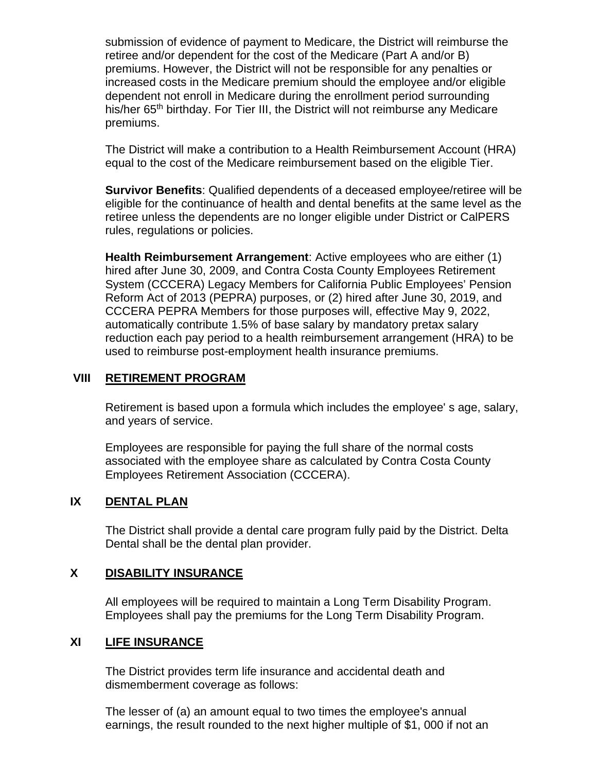submission of evidence of payment to Medicare, the District will reimburse the retiree and/or dependent for the cost of the Medicare (Part A and/or B) premiums. However, the District will not be responsible for any penalties or increased costs in the Medicare premium should the employee and/or eligible dependent not enroll in Medicare during the enrollment period surrounding his/her 65th birthday. For Tier III, the District will not reimburse any Medicare premiums.

The District will make a contribution to a Health Reimbursement Account (HRA) equal to the cost of the Medicare reimbursement based on the eligible Tier.

**Survivor Benefits**: Qualified dependents of a deceased employee/retiree will be eligible for the continuance of health and dental benefits at the same level as the retiree unless the dependents are no longer eligible under District or CalPERS rules, regulations or policies.

**Health Reimbursement Arrangement**: Active employees who are either (1) hired after June 30, 2009, and Contra Costa County Employees Retirement System (CCCERA) Legacy Members for California Public Employees' Pension Reform Act of 2013 (PEPRA) purposes, or (2) hired after June 30, 2019, and CCCERA PEPRA Members for those purposes will, effective May 9, 2022, automatically contribute 1.5% of base salary by mandatory pretax salary reduction each pay period to a health reimbursement arrangement (HRA) to be used to reimburse post-employment health insurance premiums.

## VIII RETIREMENT PROGRAM

Retirement is based upon a formula which includes the employee' s age, salary, and years of service.

Employees are responsible for paying the full share of the normal costs associated with the employee share as calculated by Contra Costa County Employees Retirement Association (CCCERA).

## IX DENTAL PLAN

The District shall provide a dental care program fully paid by the District. Delta Dental shall be the dental plan provider.

## X DISABILITY INSURANCE

All employees will be required to maintain a Long Term Disability Program. Employees shall pay the premiums for the Long Term Disability Program.

## XI LIFE INSURANCE

The District provides term life insurance and accidental death and dismemberment coverage as follows:

The lesser of (a) an amount equal to two times the employee's annual earnings, the result rounded to the next higher multiple of $1, 000 if not an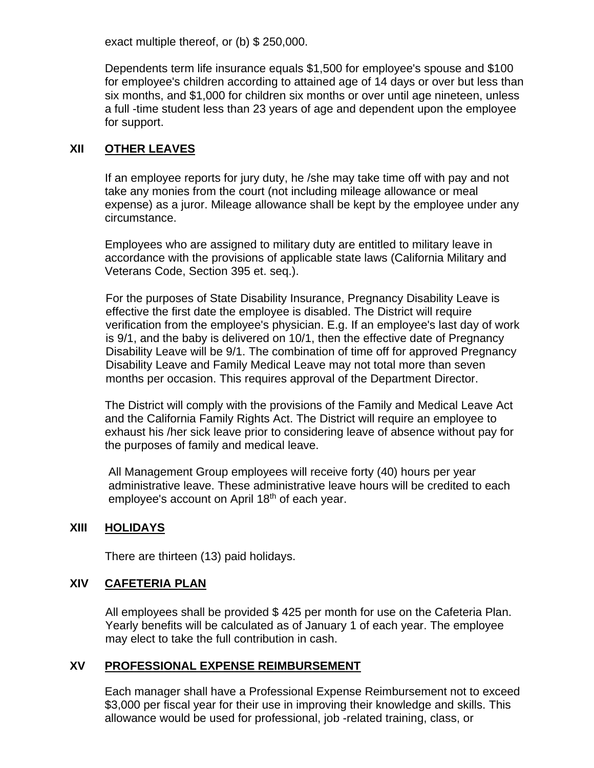exact multiple thereof, or (b) $ 250,000.

Dependents term life insurance equals $1,500 for employee's spouse and $100 for employee's children according to attained age of 14 days or over but less than six months, and $1,000 for children six months or over until age nineteen, unless a full -time student less than 23 years of age and dependent upon the employee for support.

## XII OTHER LEAVES

If an employee reports for jury duty, he /she may take time off with pay and not take any monies from the court (not including mileage allowance or meal expense) as a juror. Mileage allowance shall be kept by the employee under any circumstance.

Employees who are assigned to military duty are entitled to military leave in accordance with the provisions of applicable state laws (California Military and Veterans Code, Section 395 et. seq.).

For the purposes of State Disability Insurance, Pregnancy Disability Leave is effective the first date the employee is disabled. The District will require verification from the employee's physician. E.g. If an employee's last day of work is 9/1, and the baby is delivered on 10/1, then the effective date of Pregnancy Disability Leave will be 9/1. The combination of time off for approved Pregnancy Disability Leave and Family Medical Leave may not total more than seven months per occasion. This requires approval of the Department Director.

The District will comply with the provisions of the Family and Medical Leave Act and the California Family Rights Act. The District will require an employee to exhaust his /her sick leave prior to considering leave of absence without pay for the purposes of family and medical leave.

All Management Group employees will receive forty (40) hours per year administrative leave. These administrative leave hours will be credited to each employee's account on April 18th of each year.

## XIII HOLIDAYS

There are thirteen (13) paid holidays.

## XIV CAFETERIA PLAN

All employees shall be provided $ 425 per month for use on the Cafeteria Plan. Yearly benefits will be calculated as of January 1 of each year. The employee may elect to take the full contribution in cash.

## XV PROFESSIONAL EXPENSE REIMBURSEMENT

Each manager shall have a Professional Expense Reimbursement not to exceed $3,000 per fiscal year for their use in improving their knowledge and skills. This allowance would be used for professional, job -related training, class, or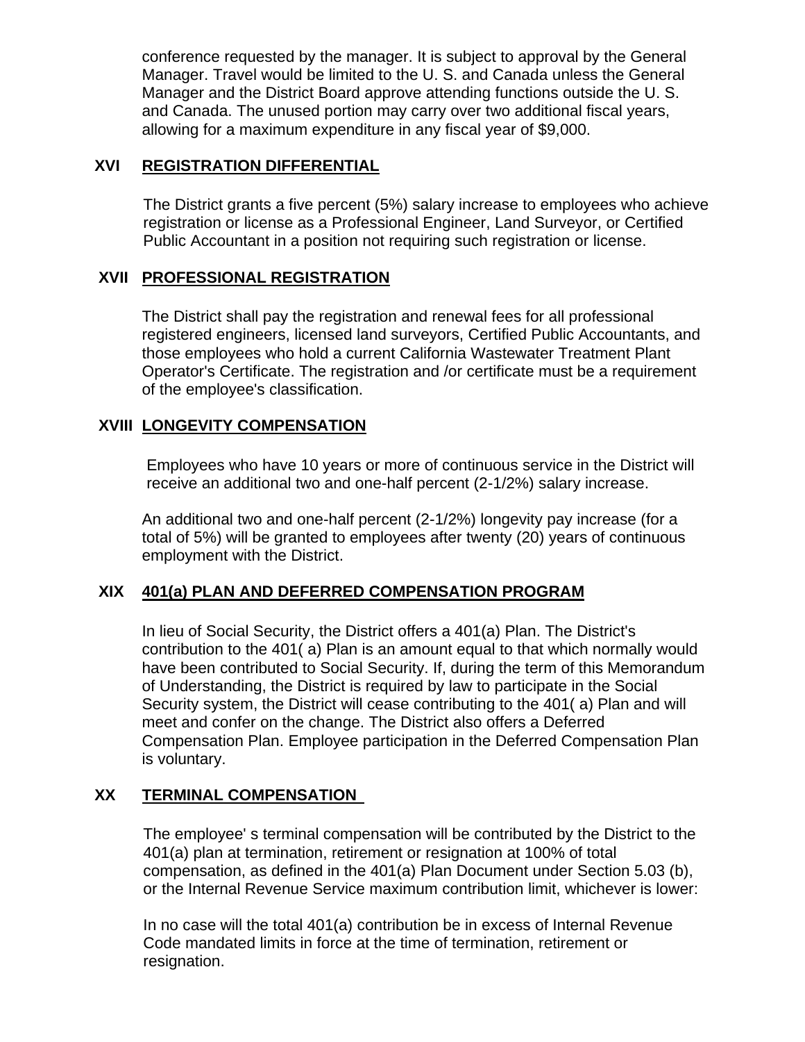conference requested by the manager. It is subject to approval by the General Manager. Travel would be limited to the U. S. and Canada unless the General Manager and the District Board approve attending functions outside the U. S. and Canada. The unused portion may carry over two additional fiscal years, allowing for a maximum expenditure in any fiscal year of $9,000.

## XVI REGISTRATION DIFFERENTIAL

The District grants a five percent (5%) salary increase to employees who achieve registration or license as a Professional Engineer, Land Surveyor, or Certified Public Accountant in a position not requiring such registration or license.

## XVII PROFESSIONAL REGISTRATION

The District shall pay the registration and renewal fees for all professional registered engineers, licensed land surveyors, Certified Public Accountants, and those employees who hold a current California Wastewater Treatment Plant Operator's Certificate. The registration and /or certificate must be a requirement of the employee's classification.

## XVIII LONGEVITY COMPENSATION

Employees who have 10 years or more of continuous service in the District will receive an additional two and one-half percent (2-1/2%) salary increase.

An additional two and one-half percent (2-1/2%) longevity pay increase (for a total of 5%) will be granted to employees after twenty (20) years of continuous employment with the District.

## XIX 401(a) PLAN AND DEFERRED COMPENSATION PROGRAM

In lieu of Social Security, the District offers a 401(a) Plan. The District's contribution to the 401( a) Plan is an amount equal to that which normally would have been contributed to Social Security. If, during the term of this Memorandum of Understanding, the District is required by law to participate in the Social Security system, the District will cease contributing to the 401( a) Plan and will meet and confer on the change. The District also offers a Deferred Compensation Plan. Employee participation in the Deferred Compensation Plan is voluntary.

## XX TERMINAL COMPENSATION

The employee' s terminal compensation will be contributed by the District to the 401(a) plan at termination, retirement or resignation at 100% of total compensation, as defined in the 401(a) Plan Document under Section 5.03 (b), or the Internal Revenue Service maximum contribution limit, whichever is lower:

In no case will the total 401(a) contribution be in excess of Internal Revenue Code mandated limits in force at the time of termination, retirement or resignation.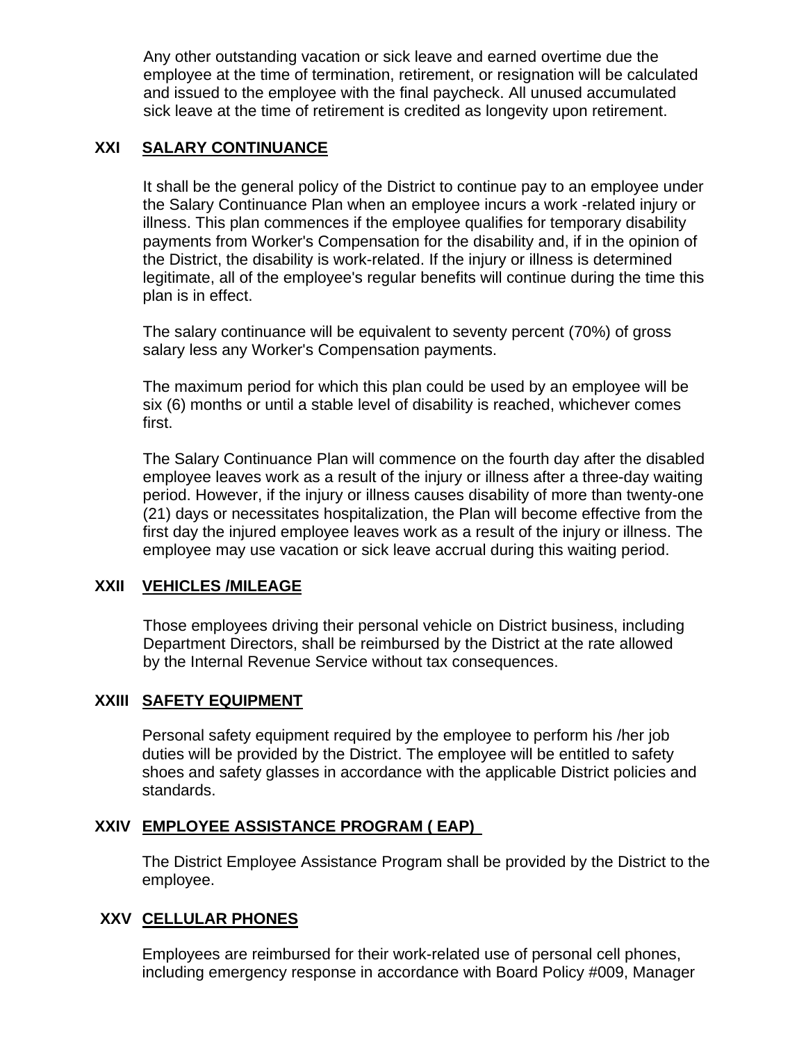Any other outstanding vacation or sick leave and earned overtime due the employee at the time of termination, retirement, or resignation will be calculated and issued to the employee with the final paycheck. All unused accumulated sick leave at the time of retirement is credited as longevity upon retirement.

## XXI SALARY CONTINUANCE

It shall be the general policy of the District to continue pay to an employee under the Salary Continuance Plan when an employee incurs a work -related injury or illness. This plan commences if the employee qualifies for temporary disability payments from Worker's Compensation for the disability and, if in the opinion of the District, the disability is work-related. If the injury or illness is determined legitimate, all of the employee's regular benefits will continue during the time this plan is in effect.

The salary continuance will be equivalent to seventy percent (70%) of gross salary less any Worker's Compensation payments.

The maximum period for which this plan could be used by an employee will be six (6) months or until a stable level of disability is reached, whichever comes first.

The Salary Continuance Plan will commence on the fourth day after the disabled employee leaves work as a result of the injury or illness after a three-day waiting period. However, if the injury or illness causes disability of more than twenty-one (21) days or necessitates hospitalization, the Plan will become effective from the first day the injured employee leaves work as a result of the injury or illness. The employee may use vacation or sick leave accrual during this waiting period.

## XXII VEHICLES /MILEAGE

Those employees driving their personal vehicle on District business, including Department Directors, shall be reimbursed by the District at the rate allowed by the Internal Revenue Service without tax consequences.

## XXIII SAFETY EQUIPMENT

Personal safety equipment required by the employee to perform his /her job duties will be provided by the District. The employee will be entitled to safety shoes and safety glasses in accordance with the applicable District policies and standards.

## XXIV EMPLOYEE ASSISTANCE PROGRAM ( EAP)

The District Employee Assistance Program shall be provided by the District to the employee.

## XXV CELLULAR PHONES

Employees are reimbursed for their work-related use of personal cell phones, including emergency response in accordance with Board Policy #009, Manager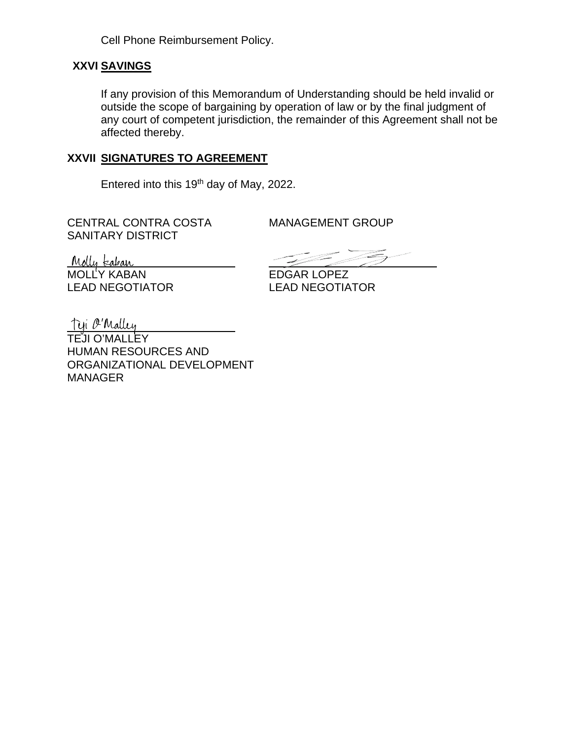Cell Phone Reimbursement Policy.

**XXVI <u>SAVINGS</u>**

If any provision of this Memorandum of Understanding should be held invalid or outside the scope of bargaining by operation of law or by the final judgment of any court of competent jurisdiction, the remainder of this Agreement shall not be affected thereby.

**XXVII <u>SIGNATURES TO AGREEMENT</u>**

Entered into this 19th day of May, 2022.

CENTRAL CONTRA COSTA SANITARY DISTRICT

Molly Kaban
MOLLY KABAN
LEAD NEGOTIATOR

Teji O'Malley
TEJI O'MALLEY
HUMAN RESOURCES AND ORGANIZATIONAL DEVELOPMENT MANAGER

MANAGEMENT GROUP

EDGAR LOPEZ
LEAD NEGOTIATOR